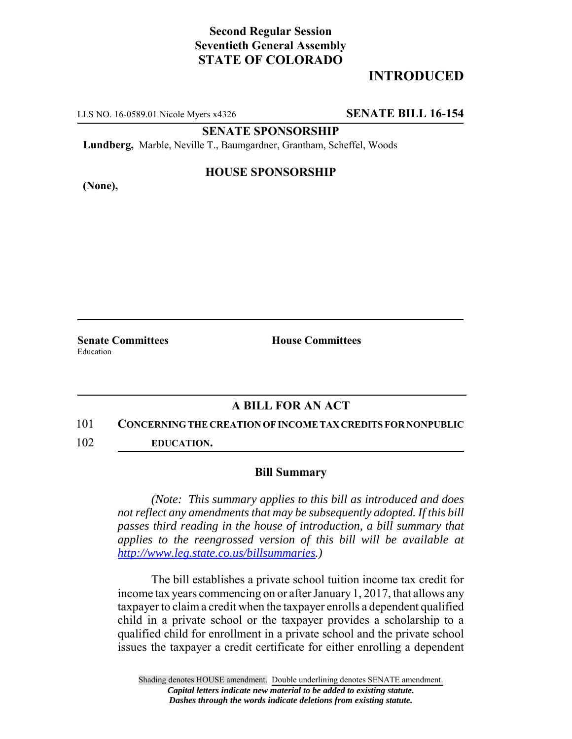**Second Regular Session**
**Seventieth General Assembly**
**STATE OF COLORADO**

# INTRODUCED

LLS NO. 16-0589.01 Nicole Myers x4326 **SENATE BILL 16-154**

**SENATE SPONSORSHIP**

**Lundberg,** Marble, Neville T., Baumgardner, Grantham, Scheffel, Woods

**HOUSE SPONSORSHIP**

**(None),**

**Senate Committees**
Education

**House Committees**

## A BILL FOR AN ACT

101 **CONCERNING THE CREATION OF INCOME TAX CREDITS FOR NONPUBLIC**
102 **EDUCATION.**

### Bill Summary

*(Note: This summary applies to this bill as introduced and does not reflect any amendments that may be subsequently adopted. If this bill passes third reading in the house of introduction, a bill summary that applies to the reengrossed version of this bill will be available at http://www.leg.state.co.us/billsummaries.)*

The bill establishes a private school tuition income tax credit for income tax years commencing on or after January 1, 2017, that allows any taxpayer to claim a credit when the taxpayer enrolls a dependent qualified child in a private school or the taxpayer provides a scholarship to a qualified child for enrollment in a private school and the private school issues the taxpayer a credit certificate for either enrolling a dependent

Shading denotes HOUSE amendment. Double underlining denotes SENATE amendment.
*Capital letters indicate new material to be added to existing statute.*
*Dashes through the words indicate deletions from existing statute.*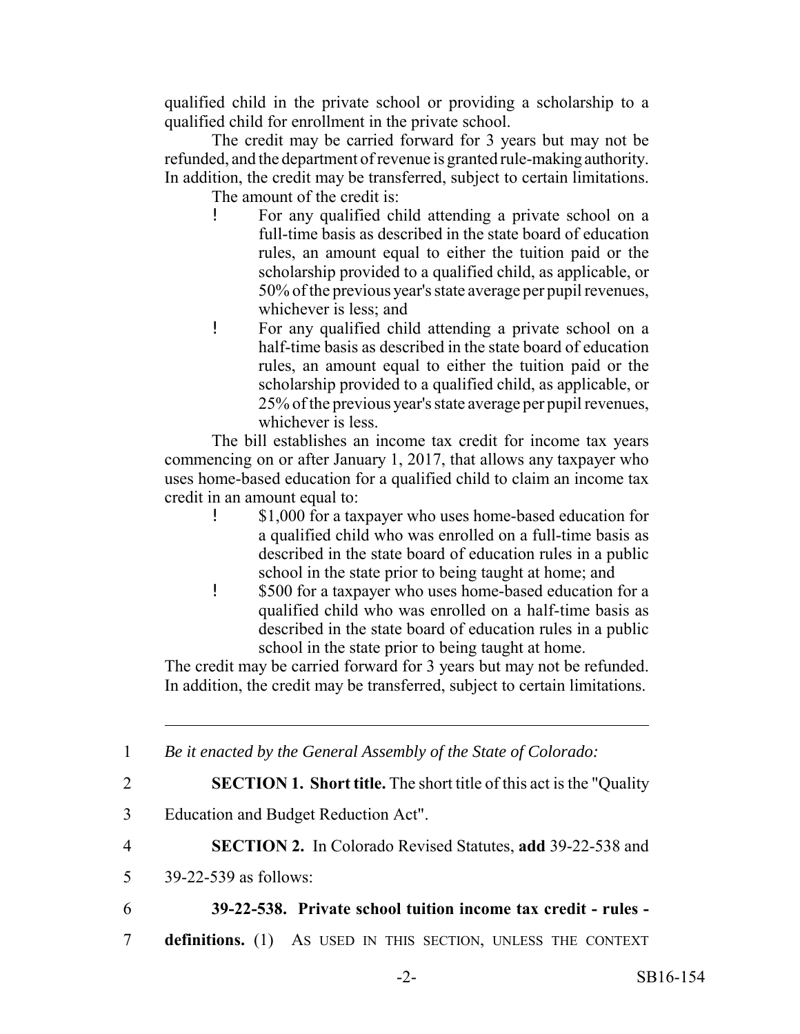qualified child in the private school or providing a scholarship to a qualified child for enrollment in the private school.

The credit may be carried forward for 3 years but may not be refunded, and the department of revenue is granted rule-making authority. In addition, the credit may be transferred, subject to certain limitations.

The amount of the credit is:

- For any qualified child attending a private school on a full-time basis as described in the state board of education rules, an amount equal to either the tuition paid or the scholarship provided to a qualified child, as applicable, or 50% of the previous year's state average per pupil revenues, whichever is less; and
- For any qualified child attending a private school on a half-time basis as described in the state board of education rules, an amount equal to either the tuition paid or the scholarship provided to a qualified child, as applicable, or 25% of the previous year's state average per pupil revenues, whichever is less.

The bill establishes an income tax credit for income tax years commencing on or after January 1, 2017, that allows any taxpayer who uses home-based education for a qualified child to claim an income tax credit in an amount equal to:

- $1,000 for a taxpayer who uses home-based education for a qualified child who was enrolled on a full-time basis as described in the state board of education rules in a public school in the state prior to being taught at home; and
- $500 for a taxpayer who uses home-based education for a qualified child who was enrolled on a half-time basis as described in the state board of education rules in a public school in the state prior to being taught at home.

The credit may be carried forward for 3 years but may not be refunded. In addition, the credit may be transferred, subject to certain limitations.

---

1 *Be it enacted by the General Assembly of the State of Colorado:*

2 **SECTION 1. Short title.** The short title of this act is the "Quality

3 Education and Budget Reduction Act".

4 **SECTION 2.** In Colorado Revised Statutes, **add** 39-22-538 and

5 39-22-539 as follows:

6 **39-22-538. Private school tuition income tax credit - rules -**

7 **definitions.** (1) AS USED IN THIS SECTION, UNLESS THE CONTEXT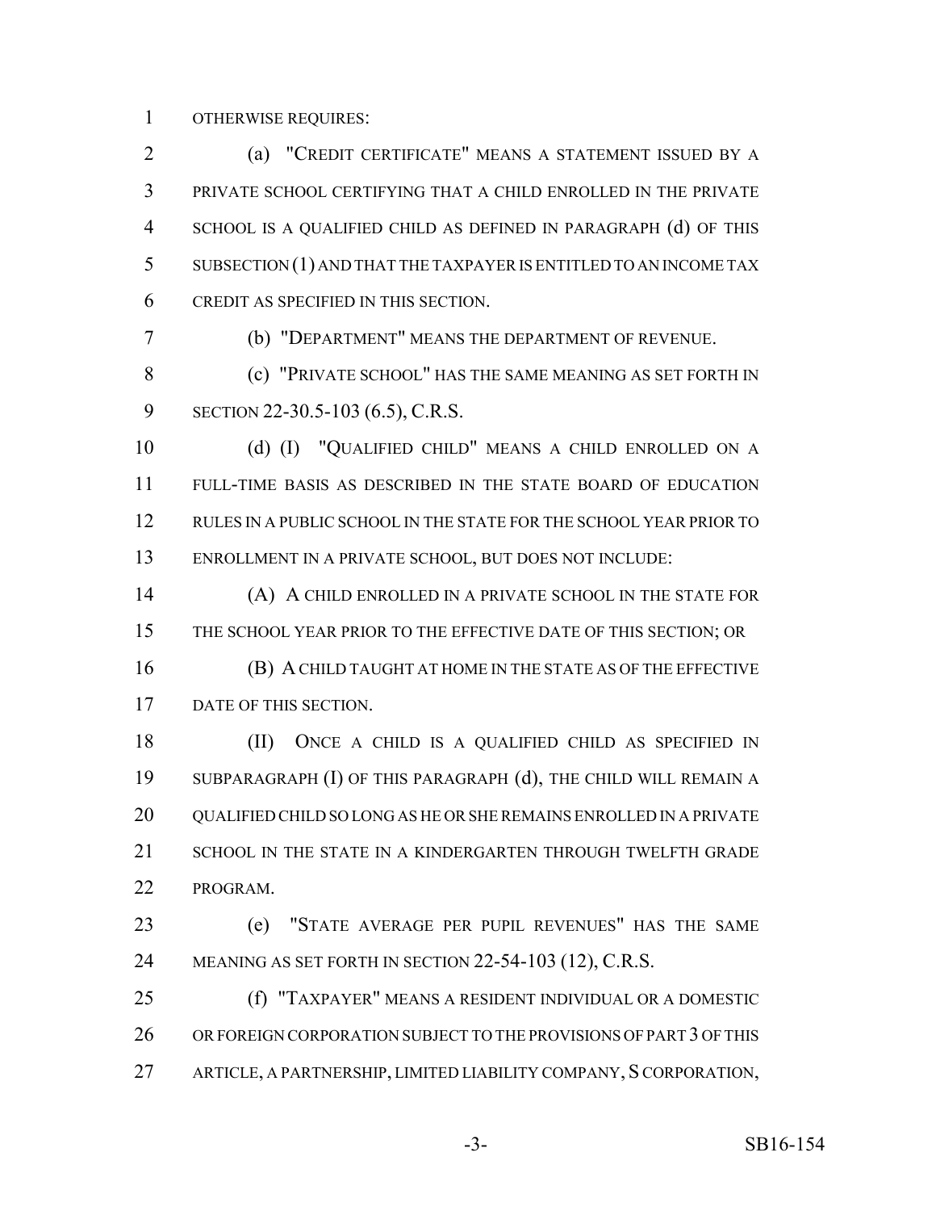OTHERWISE REQUIRES:

(a) "CREDIT CERTIFICATE" MEANS A STATEMENT ISSUED BY A PRIVATE SCHOOL CERTIFYING THAT A CHILD ENROLLED IN THE PRIVATE SCHOOL IS A QUALIFIED CHILD AS DEFINED IN PARAGRAPH (d) OF THIS SUBSECTION (1) AND THAT THE TAXPAYER IS ENTITLED TO AN INCOME TAX CREDIT AS SPECIFIED IN THIS SECTION.

(b) "DEPARTMENT" MEANS THE DEPARTMENT OF REVENUE.

(c) "PRIVATE SCHOOL" HAS THE SAME MEANING AS SET FORTH IN SECTION 22-30.5-103 (6.5), C.R.S.

(d) (I) "QUALIFIED CHILD" MEANS A CHILD ENROLLED ON A FULL-TIME BASIS AS DESCRIBED IN THE STATE BOARD OF EDUCATION RULES IN A PUBLIC SCHOOL IN THE STATE FOR THE SCHOOL YEAR PRIOR TO ENROLLMENT IN A PRIVATE SCHOOL, BUT DOES NOT INCLUDE:

(A) A CHILD ENROLLED IN A PRIVATE SCHOOL IN THE STATE FOR THE SCHOOL YEAR PRIOR TO THE EFFECTIVE DATE OF THIS SECTION; OR

(B) A CHILD TAUGHT AT HOME IN THE STATE AS OF THE EFFECTIVE DATE OF THIS SECTION.

(II) ONCE A CHILD IS A QUALIFIED CHILD AS SPECIFIED IN SUBPARAGRAPH (I) OF THIS PARAGRAPH (d), THE CHILD WILL REMAIN A QUALIFIED CHILD SO LONG AS HE OR SHE REMAINS ENROLLED IN A PRIVATE SCHOOL IN THE STATE IN A KINDERGARTEN THROUGH TWELFTH GRADE PROGRAM.

(e) "STATE AVERAGE PER PUPIL REVENUES" HAS THE SAME MEANING AS SET FORTH IN SECTION 22-54-103 (12), C.R.S.

(f) "TAXPAYER" MEANS A RESIDENT INDIVIDUAL OR A DOMESTIC OR FOREIGN CORPORATION SUBJECT TO THE PROVISIONS OF PART 3 OF THIS ARTICLE, A PARTNERSHIP, LIMITED LIABILITY COMPANY, S CORPORATION,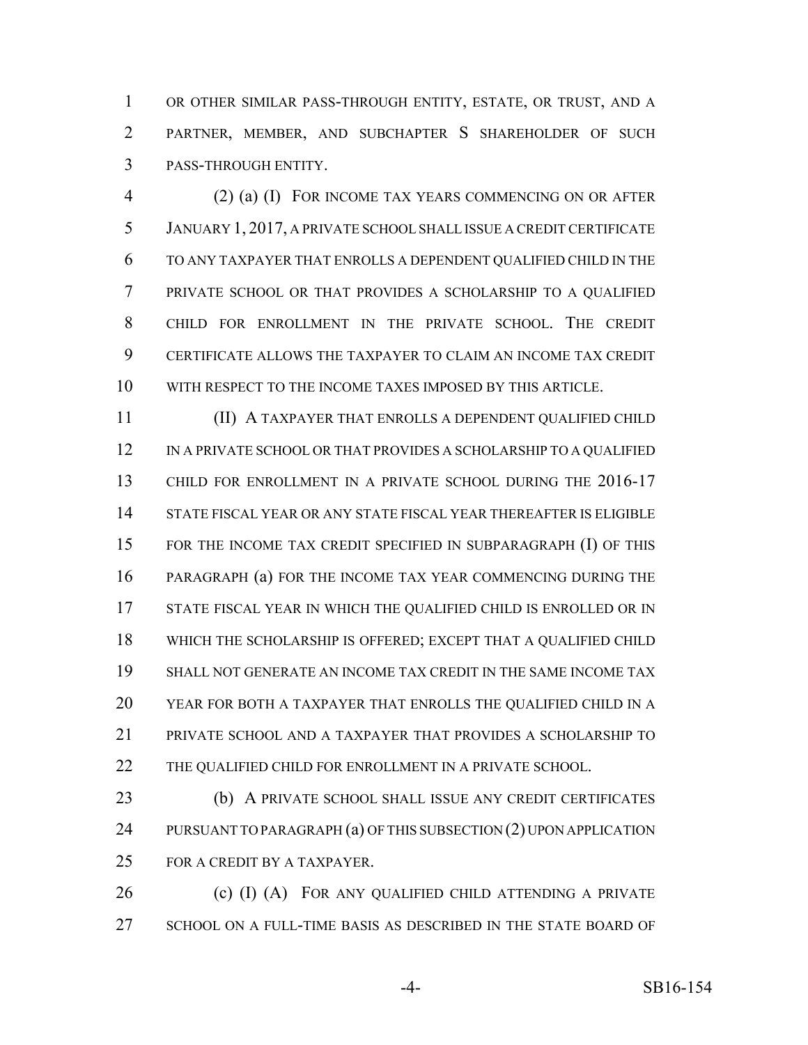OR OTHER SIMILAR PASS-THROUGH ENTITY, ESTATE, OR TRUST, AND A PARTNER, MEMBER, AND SUBCHAPTER S SHAREHOLDER OF SUCH PASS-THROUGH ENTITY.

(2) (a) (I) FOR INCOME TAX YEARS COMMENCING ON OR AFTER JANUARY 1, 2017, A PRIVATE SCHOOL SHALL ISSUE A CREDIT CERTIFICATE TO ANY TAXPAYER THAT ENROLLS A DEPENDENT QUALIFIED CHILD IN THE PRIVATE SCHOOL OR THAT PROVIDES A SCHOLARSHIP TO A QUALIFIED CHILD FOR ENROLLMENT IN THE PRIVATE SCHOOL. THE CREDIT CERTIFICATE ALLOWS THE TAXPAYER TO CLAIM AN INCOME TAX CREDIT WITH RESPECT TO THE INCOME TAXES IMPOSED BY THIS ARTICLE.

(II) A TAXPAYER THAT ENROLLS A DEPENDENT QUALIFIED CHILD IN A PRIVATE SCHOOL OR THAT PROVIDES A SCHOLARSHIP TO A QUALIFIED CHILD FOR ENROLLMENT IN A PRIVATE SCHOOL DURING THE 2016-17 STATE FISCAL YEAR OR ANY STATE FISCAL YEAR THEREAFTER IS ELIGIBLE FOR THE INCOME TAX CREDIT SPECIFIED IN SUBPARAGRAPH (I) OF THIS PARAGRAPH (a) FOR THE INCOME TAX YEAR COMMENCING DURING THE STATE FISCAL YEAR IN WHICH THE QUALIFIED CHILD IS ENROLLED OR IN WHICH THE SCHOLARSHIP IS OFFERED; EXCEPT THAT A QUALIFIED CHILD SHALL NOT GENERATE AN INCOME TAX CREDIT IN THE SAME INCOME TAX YEAR FOR BOTH A TAXPAYER THAT ENROLLS THE QUALIFIED CHILD IN A PRIVATE SCHOOL AND A TAXPAYER THAT PROVIDES A SCHOLARSHIP TO THE QUALIFIED CHILD FOR ENROLLMENT IN A PRIVATE SCHOOL.

(b) A PRIVATE SCHOOL SHALL ISSUE ANY CREDIT CERTIFICATES PURSUANT TO PARAGRAPH (a) OF THIS SUBSECTION (2) UPON APPLICATION FOR A CREDIT BY A TAXPAYER.

(c) (I) (A) FOR ANY QUALIFIED CHILD ATTENDING A PRIVATE SCHOOL ON A FULL-TIME BASIS AS DESCRIBED IN THE STATE BOARD OF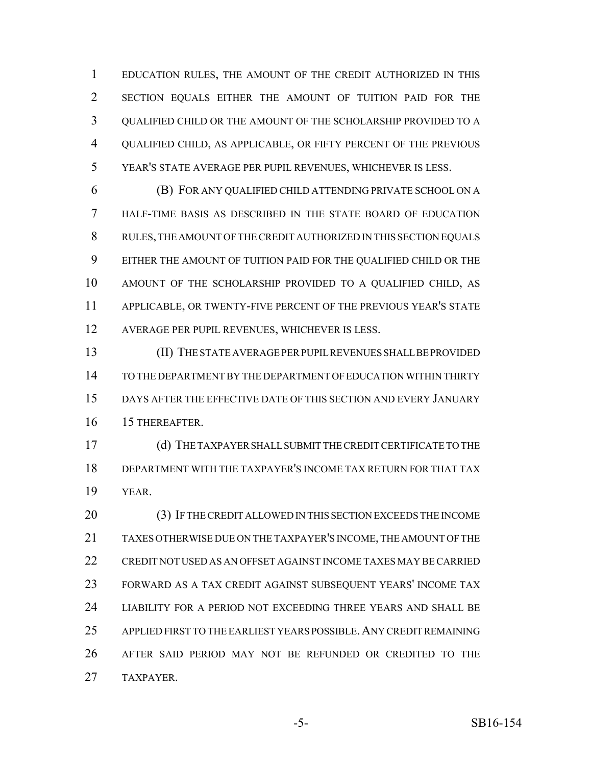EDUCATION RULES, THE AMOUNT OF THE CREDIT AUTHORIZED IN THIS SECTION EQUALS EITHER THE AMOUNT OF TUITION PAID FOR THE QUALIFIED CHILD OR THE AMOUNT OF THE SCHOLARSHIP PROVIDED TO A QUALIFIED CHILD, AS APPLICABLE, OR FIFTY PERCENT OF THE PREVIOUS YEAR'S STATE AVERAGE PER PUPIL REVENUES, WHICHEVER IS LESS.

(B) FOR ANY QUALIFIED CHILD ATTENDING PRIVATE SCHOOL ON A HALF-TIME BASIS AS DESCRIBED IN THE STATE BOARD OF EDUCATION RULES, THE AMOUNT OF THE CREDIT AUTHORIZED IN THIS SECTION EQUALS EITHER THE AMOUNT OF TUITION PAID FOR THE QUALIFIED CHILD OR THE AMOUNT OF THE SCHOLARSHIP PROVIDED TO A QUALIFIED CHILD, AS APPLICABLE, OR TWENTY-FIVE PERCENT OF THE PREVIOUS YEAR'S STATE AVERAGE PER PUPIL REVENUES, WHICHEVER IS LESS.

(II) THE STATE AVERAGE PER PUPIL REVENUES SHALL BE PROVIDED TO THE DEPARTMENT BY THE DEPARTMENT OF EDUCATION WITHIN THIRTY DAYS AFTER THE EFFECTIVE DATE OF THIS SECTION AND EVERY JANUARY 15 THEREAFTER.

(d) THE TAXPAYER SHALL SUBMIT THE CREDIT CERTIFICATE TO THE DEPARTMENT WITH THE TAXPAYER'S INCOME TAX RETURN FOR THAT TAX YEAR.

(3) IF THE CREDIT ALLOWED IN THIS SECTION EXCEEDS THE INCOME TAXES OTHERWISE DUE ON THE TAXPAYER'S INCOME, THE AMOUNT OF THE CREDIT NOT USED AS AN OFFSET AGAINST INCOME TAXES MAY BE CARRIED FORWARD AS A TAX CREDIT AGAINST SUBSEQUENT YEARS' INCOME TAX LIABILITY FOR A PERIOD NOT EXCEEDING THREE YEARS AND SHALL BE APPLIED FIRST TO THE EARLIEST YEARS POSSIBLE. ANY CREDIT REMAINING AFTER SAID PERIOD MAY NOT BE REFUNDED OR CREDITED TO THE TAXPAYER.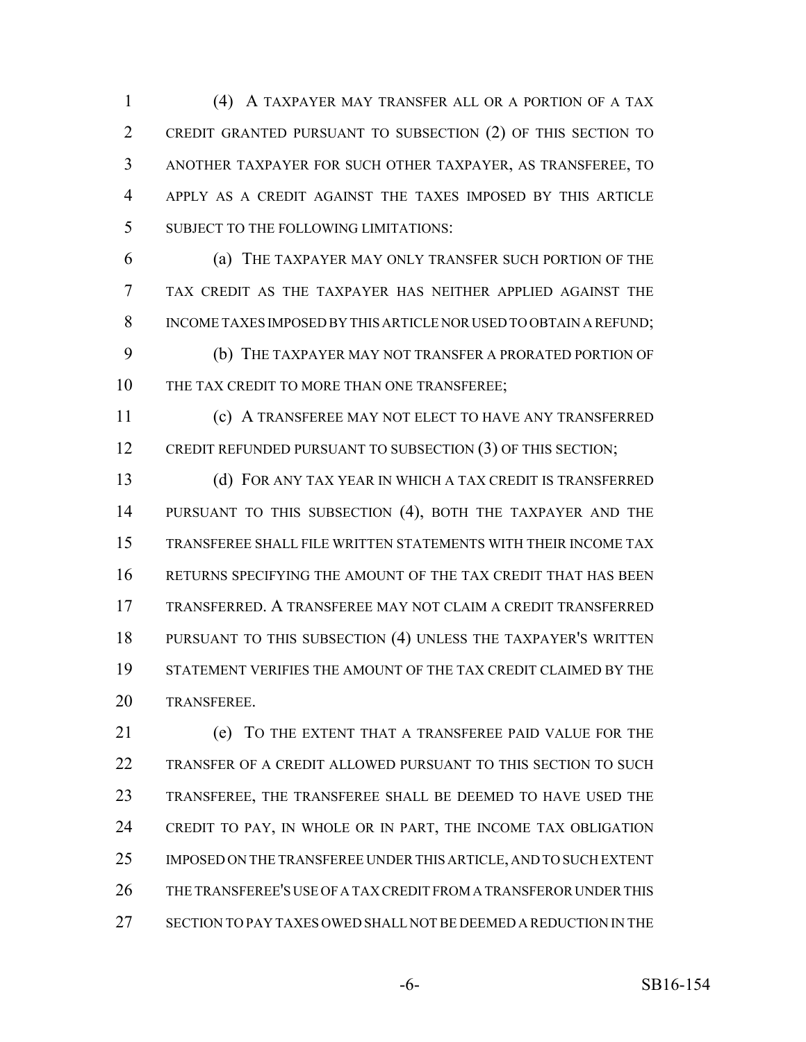(4) A TAXPAYER MAY TRANSFER ALL OR A PORTION OF A TAX CREDIT GRANTED PURSUANT TO SUBSECTION (2) OF THIS SECTION TO ANOTHER TAXPAYER FOR SUCH OTHER TAXPAYER, AS TRANSFEREE, TO APPLY AS A CREDIT AGAINST THE TAXES IMPOSED BY THIS ARTICLE SUBJECT TO THE FOLLOWING LIMITATIONS:

(a) THE TAXPAYER MAY ONLY TRANSFER SUCH PORTION OF THE TAX CREDIT AS THE TAXPAYER HAS NEITHER APPLIED AGAINST THE INCOME TAXES IMPOSED BY THIS ARTICLE NOR USED TO OBTAIN A REFUND;

(b) THE TAXPAYER MAY NOT TRANSFER A PRORATED PORTION OF THE TAX CREDIT TO MORE THAN ONE TRANSFEREE;

(c) A TRANSFEREE MAY NOT ELECT TO HAVE ANY TRANSFERRED CREDIT REFUNDED PURSUANT TO SUBSECTION (3) OF THIS SECTION;

(d) FOR ANY TAX YEAR IN WHICH A TAX CREDIT IS TRANSFERRED PURSUANT TO THIS SUBSECTION (4), BOTH THE TAXPAYER AND THE TRANSFEREE SHALL FILE WRITTEN STATEMENTS WITH THEIR INCOME TAX RETURNS SPECIFYING THE AMOUNT OF THE TAX CREDIT THAT HAS BEEN TRANSFERRED. A TRANSFEREE MAY NOT CLAIM A CREDIT TRANSFERRED PURSUANT TO THIS SUBSECTION (4) UNLESS THE TAXPAYER'S WRITTEN STATEMENT VERIFIES THE AMOUNT OF THE TAX CREDIT CLAIMED BY THE TRANSFEREE.

(e) TO THE EXTENT THAT A TRANSFEREE PAID VALUE FOR THE TRANSFER OF A CREDIT ALLOWED PURSUANT TO THIS SECTION TO SUCH TRANSFEREE, THE TRANSFEREE SHALL BE DEEMED TO HAVE USED THE CREDIT TO PAY, IN WHOLE OR IN PART, THE INCOME TAX OBLIGATION IMPOSED ON THE TRANSFEREE UNDER THIS ARTICLE, AND TO SUCH EXTENT THE TRANSFEREE'S USE OF A TAX CREDIT FROM A TRANSFEROR UNDER THIS SECTION TO PAY TAXES OWED SHALL NOT BE DEEMED A REDUCTION IN THE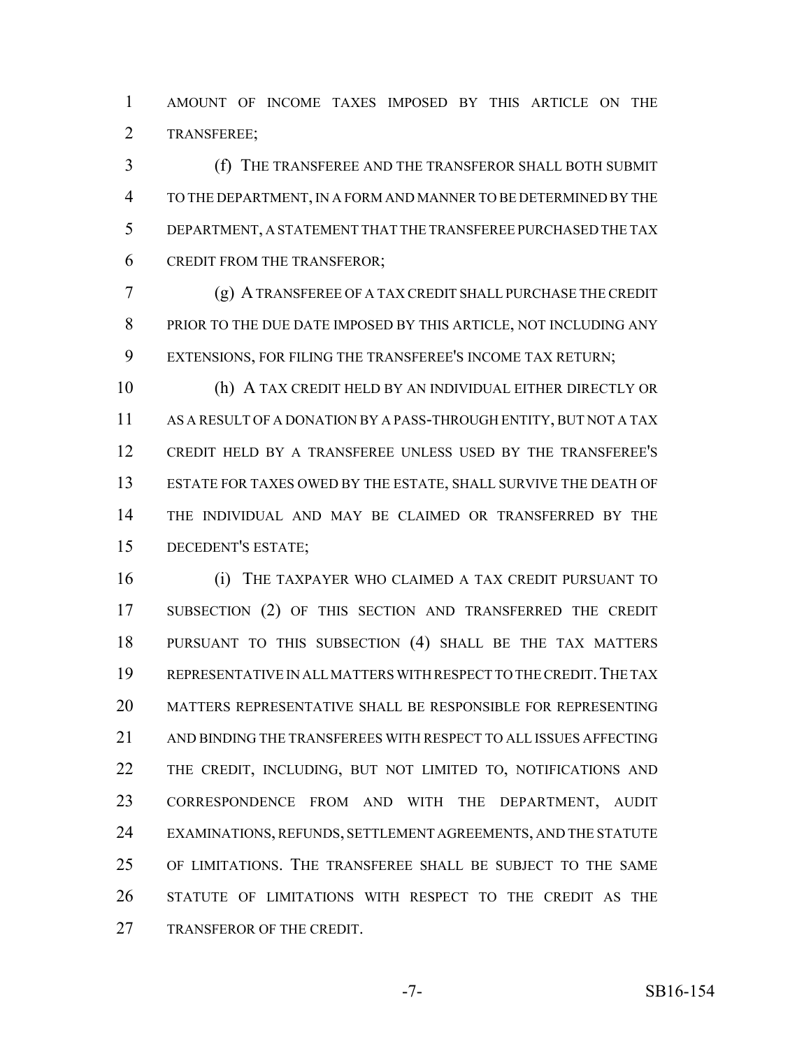AMOUNT OF INCOME TAXES IMPOSED BY THIS ARTICLE ON THE TRANSFEREE;

(f) THE TRANSFEREE AND THE TRANSFEROR SHALL BOTH SUBMIT TO THE DEPARTMENT, IN A FORM AND MANNER TO BE DETERMINED BY THE DEPARTMENT, A STATEMENT THAT THE TRANSFEREE PURCHASED THE TAX CREDIT FROM THE TRANSFEROR;

(g) A TRANSFEREE OF A TAX CREDIT SHALL PURCHASE THE CREDIT PRIOR TO THE DUE DATE IMPOSED BY THIS ARTICLE, NOT INCLUDING ANY EXTENSIONS, FOR FILING THE TRANSFEREE'S INCOME TAX RETURN;

(h) A TAX CREDIT HELD BY AN INDIVIDUAL EITHER DIRECTLY OR AS A RESULT OF A DONATION BY A PASS-THROUGH ENTITY, BUT NOT A TAX CREDIT HELD BY A TRANSFEREE UNLESS USED BY THE TRANSFEREE'S ESTATE FOR TAXES OWED BY THE ESTATE, SHALL SURVIVE THE DEATH OF THE INDIVIDUAL AND MAY BE CLAIMED OR TRANSFERRED BY THE DECEDENT'S ESTATE;

(i) THE TAXPAYER WHO CLAIMED A TAX CREDIT PURSUANT TO SUBSECTION (2) OF THIS SECTION AND TRANSFERRED THE CREDIT PURSUANT TO THIS SUBSECTION (4) SHALL BE THE TAX MATTERS REPRESENTATIVE IN ALL MATTERS WITH RESPECT TO THE CREDIT. THE TAX MATTERS REPRESENTATIVE SHALL BE RESPONSIBLE FOR REPRESENTING AND BINDING THE TRANSFEREES WITH RESPECT TO ALL ISSUES AFFECTING THE CREDIT, INCLUDING, BUT NOT LIMITED TO, NOTIFICATIONS AND CORRESPONDENCE FROM AND WITH THE DEPARTMENT, AUDIT EXAMINATIONS, REFUNDS, SETTLEMENT AGREEMENTS, AND THE STATUTE OF LIMITATIONS. THE TRANSFEREE SHALL BE SUBJECT TO THE SAME STATUTE OF LIMITATIONS WITH RESPECT TO THE CREDIT AS THE TRANSFEROR OF THE CREDIT.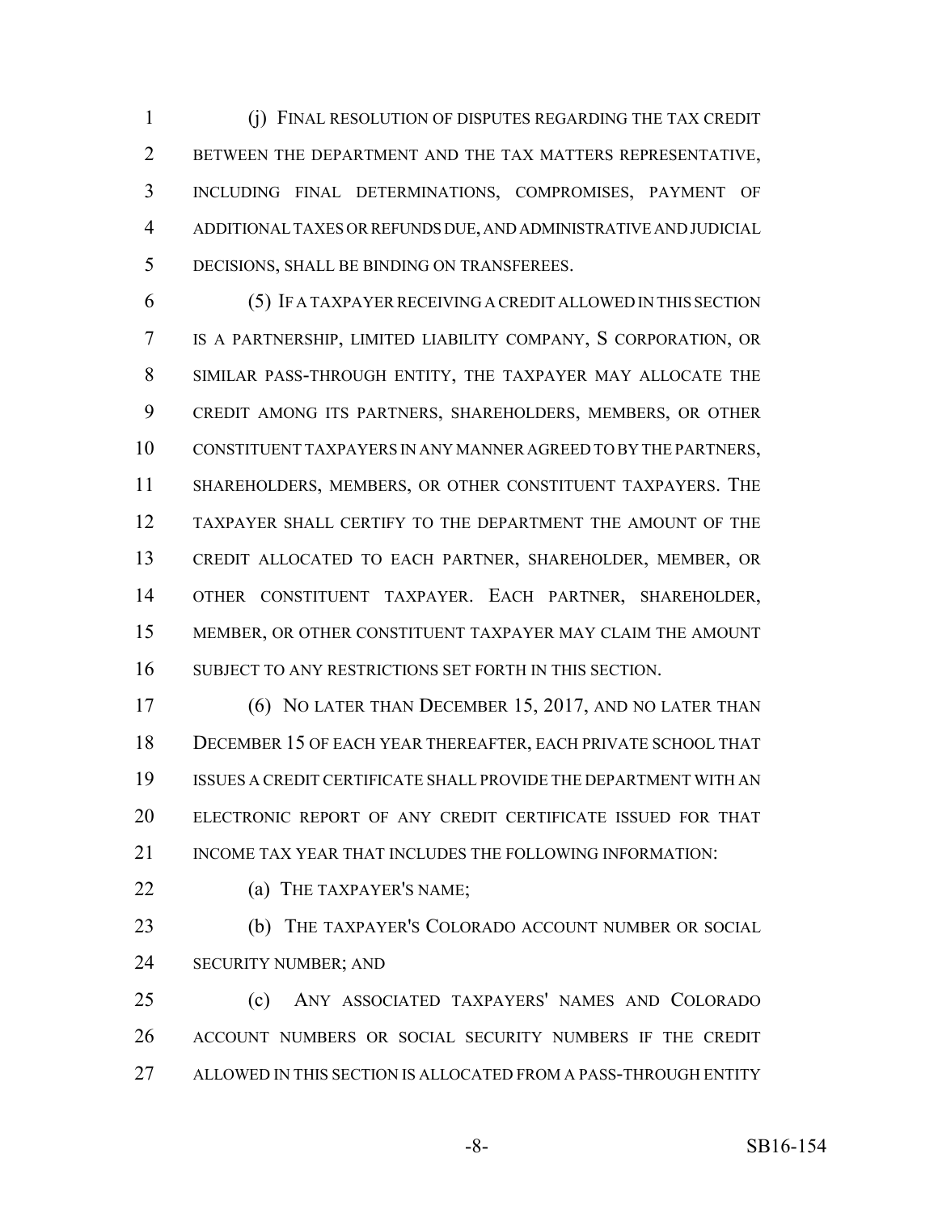(j) FINAL RESOLUTION OF DISPUTES REGARDING THE TAX CREDIT BETWEEN THE DEPARTMENT AND THE TAX MATTERS REPRESENTATIVE, INCLUDING FINAL DETERMINATIONS, COMPROMISES, PAYMENT OF ADDITIONAL TAXES OR REFUNDS DUE, AND ADMINISTRATIVE AND JUDICIAL DECISIONS, SHALL BE BINDING ON TRANSFEREES.

(5) IF A TAXPAYER RECEIVING A CREDIT ALLOWED IN THIS SECTION IS A PARTNERSHIP, LIMITED LIABILITY COMPANY, S CORPORATION, OR SIMILAR PASS-THROUGH ENTITY, THE TAXPAYER MAY ALLOCATE THE CREDIT AMONG ITS PARTNERS, SHAREHOLDERS, MEMBERS, OR OTHER CONSTITUENT TAXPAYERS IN ANY MANNER AGREED TO BY THE PARTNERS, SHAREHOLDERS, MEMBERS, OR OTHER CONSTITUENT TAXPAYERS. THE TAXPAYER SHALL CERTIFY TO THE DEPARTMENT THE AMOUNT OF THE CREDIT ALLOCATED TO EACH PARTNER, SHAREHOLDER, MEMBER, OR OTHER CONSTITUENT TAXPAYER. EACH PARTNER, SHAREHOLDER, MEMBER, OR OTHER CONSTITUENT TAXPAYER MAY CLAIM THE AMOUNT SUBJECT TO ANY RESTRICTIONS SET FORTH IN THIS SECTION.

(6) NO LATER THAN DECEMBER 15, 2017, AND NO LATER THAN DECEMBER 15 OF EACH YEAR THEREAFTER, EACH PRIVATE SCHOOL THAT ISSUES A CREDIT CERTIFICATE SHALL PROVIDE THE DEPARTMENT WITH AN ELECTRONIC REPORT OF ANY CREDIT CERTIFICATE ISSUED FOR THAT INCOME TAX YEAR THAT INCLUDES THE FOLLOWING INFORMATION:

(a) THE TAXPAYER'S NAME;

(b) THE TAXPAYER'S COLORADO ACCOUNT NUMBER OR SOCIAL SECURITY NUMBER; AND

(c) ANY ASSOCIATED TAXPAYERS' NAMES AND COLORADO ACCOUNT NUMBERS OR SOCIAL SECURITY NUMBERS IF THE CREDIT ALLOWED IN THIS SECTION IS ALLOCATED FROM A PASS-THROUGH ENTITY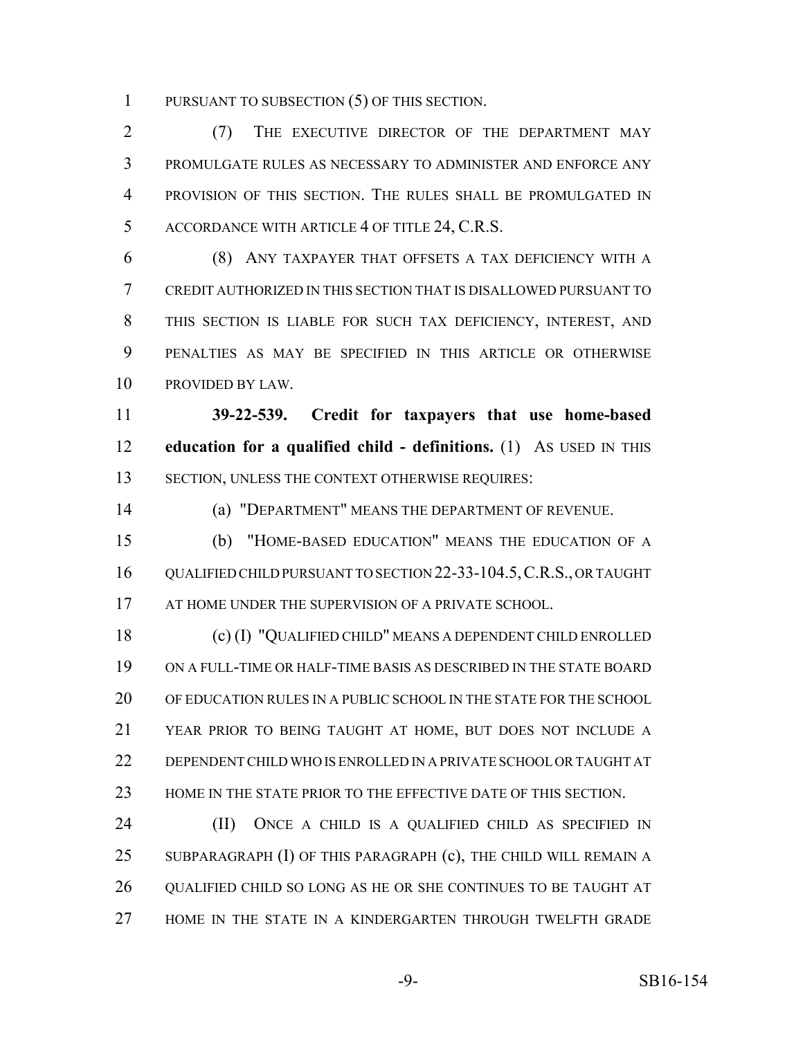PURSUANT TO SUBSECTION (5) OF THIS SECTION.

(7) THE EXECUTIVE DIRECTOR OF THE DEPARTMENT MAY PROMULGATE RULES AS NECESSARY TO ADMINISTER AND ENFORCE ANY PROVISION OF THIS SECTION. THE RULES SHALL BE PROMULGATED IN ACCORDANCE WITH ARTICLE 4 OF TITLE 24, C.R.S.

(8) ANY TAXPAYER THAT OFFSETS A TAX DEFICIENCY WITH A CREDIT AUTHORIZED IN THIS SECTION THAT IS DISALLOWED PURSUANT TO THIS SECTION IS LIABLE FOR SUCH TAX DEFICIENCY, INTEREST, AND PENALTIES AS MAY BE SPECIFIED IN THIS ARTICLE OR OTHERWISE PROVIDED BY LAW.

**39-22-539. Credit for taxpayers that use home-based education for a qualified child - definitions.** (1) AS USED IN THIS SECTION, UNLESS THE CONTEXT OTHERWISE REQUIRES:

(a) "DEPARTMENT" MEANS THE DEPARTMENT OF REVENUE.

(b) "HOME-BASED EDUCATION" MEANS THE EDUCATION OF A QUALIFIED CHILD PURSUANT TO SECTION 22-33-104.5, C.R.S., OR TAUGHT AT HOME UNDER THE SUPERVISION OF A PRIVATE SCHOOL.

(c) (I) "QUALIFIED CHILD" MEANS A DEPENDENT CHILD ENROLLED ON A FULL-TIME OR HALF-TIME BASIS AS DESCRIBED IN THE STATE BOARD OF EDUCATION RULES IN A PUBLIC SCHOOL IN THE STATE FOR THE SCHOOL YEAR PRIOR TO BEING TAUGHT AT HOME, BUT DOES NOT INCLUDE A DEPENDENT CHILD WHO IS ENROLLED IN A PRIVATE SCHOOL OR TAUGHT AT HOME IN THE STATE PRIOR TO THE EFFECTIVE DATE OF THIS SECTION.

(II) ONCE A CHILD IS A QUALIFIED CHILD AS SPECIFIED IN SUBPARAGRAPH (I) OF THIS PARAGRAPH (c), THE CHILD WILL REMAIN A QUALIFIED CHILD SO LONG AS HE OR SHE CONTINUES TO BE TAUGHT AT HOME IN THE STATE IN A KINDERGARTEN THROUGH TWELFTH GRADE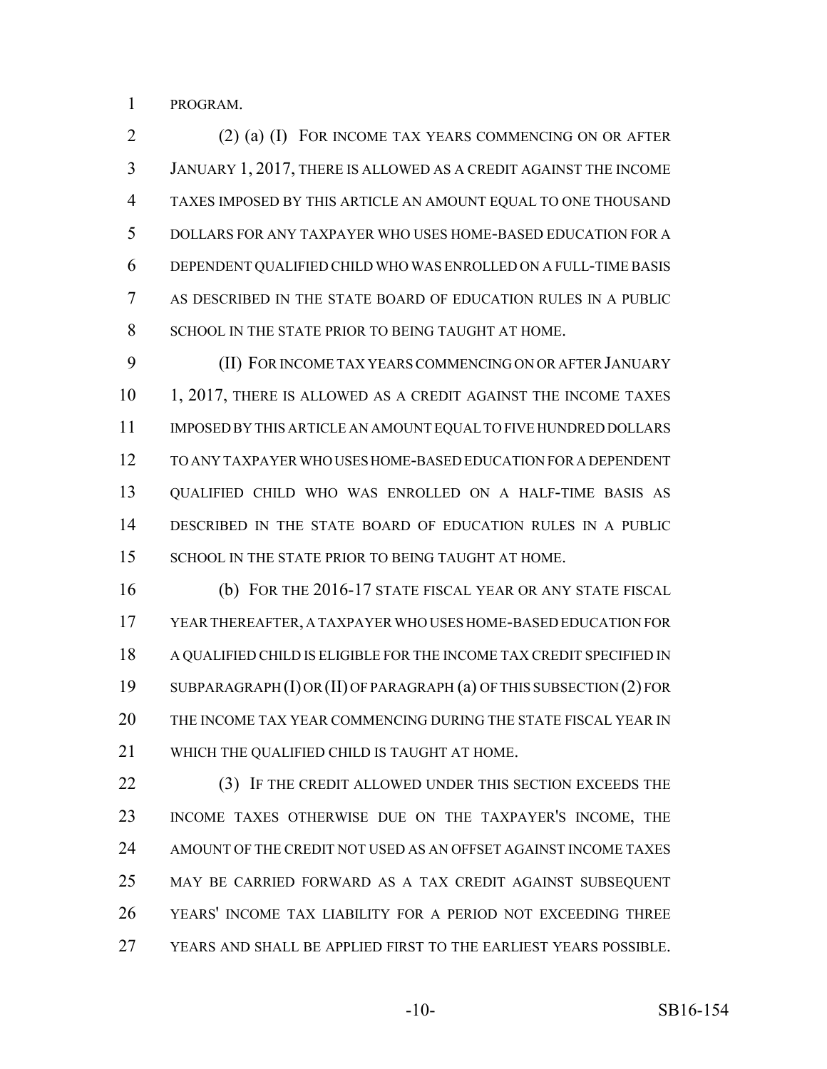PROGRAM.

(2) (a) (I) FOR INCOME TAX YEARS COMMENCING ON OR AFTER JANUARY 1, 2017, THERE IS ALLOWED AS A CREDIT AGAINST THE INCOME TAXES IMPOSED BY THIS ARTICLE AN AMOUNT EQUAL TO ONE THOUSAND DOLLARS FOR ANY TAXPAYER WHO USES HOME-BASED EDUCATION FOR A DEPENDENT QUALIFIED CHILD WHO WAS ENROLLED ON A FULL-TIME BASIS AS DESCRIBED IN THE STATE BOARD OF EDUCATION RULES IN A PUBLIC SCHOOL IN THE STATE PRIOR TO BEING TAUGHT AT HOME.

(II) FOR INCOME TAX YEARS COMMENCING ON OR AFTER JANUARY 1, 2017, THERE IS ALLOWED AS A CREDIT AGAINST THE INCOME TAXES IMPOSED BY THIS ARTICLE AN AMOUNT EQUAL TO FIVE HUNDRED DOLLARS TO ANY TAXPAYER WHO USES HOME-BASED EDUCATION FOR A DEPENDENT QUALIFIED CHILD WHO WAS ENROLLED ON A HALF-TIME BASIS AS DESCRIBED IN THE STATE BOARD OF EDUCATION RULES IN A PUBLIC SCHOOL IN THE STATE PRIOR TO BEING TAUGHT AT HOME.

(b) FOR THE 2016-17 STATE FISCAL YEAR OR ANY STATE FISCAL YEAR THEREAFTER, A TAXPAYER WHO USES HOME-BASED EDUCATION FOR A QUALIFIED CHILD IS ELIGIBLE FOR THE INCOME TAX CREDIT SPECIFIED IN SUBPARAGRAPH (I) OR (II) OF PARAGRAPH (a) OF THIS SUBSECTION (2) FOR THE INCOME TAX YEAR COMMENCING DURING THE STATE FISCAL YEAR IN WHICH THE QUALIFIED CHILD IS TAUGHT AT HOME.

(3) IF THE CREDIT ALLOWED UNDER THIS SECTION EXCEEDS THE INCOME TAXES OTHERWISE DUE ON THE TAXPAYER'S INCOME, THE AMOUNT OF THE CREDIT NOT USED AS AN OFFSET AGAINST INCOME TAXES MAY BE CARRIED FORWARD AS A TAX CREDIT AGAINST SUBSEQUENT YEARS' INCOME TAX LIABILITY FOR A PERIOD NOT EXCEEDING THREE YEARS AND SHALL BE APPLIED FIRST TO THE EARLIEST YEARS POSSIBLE.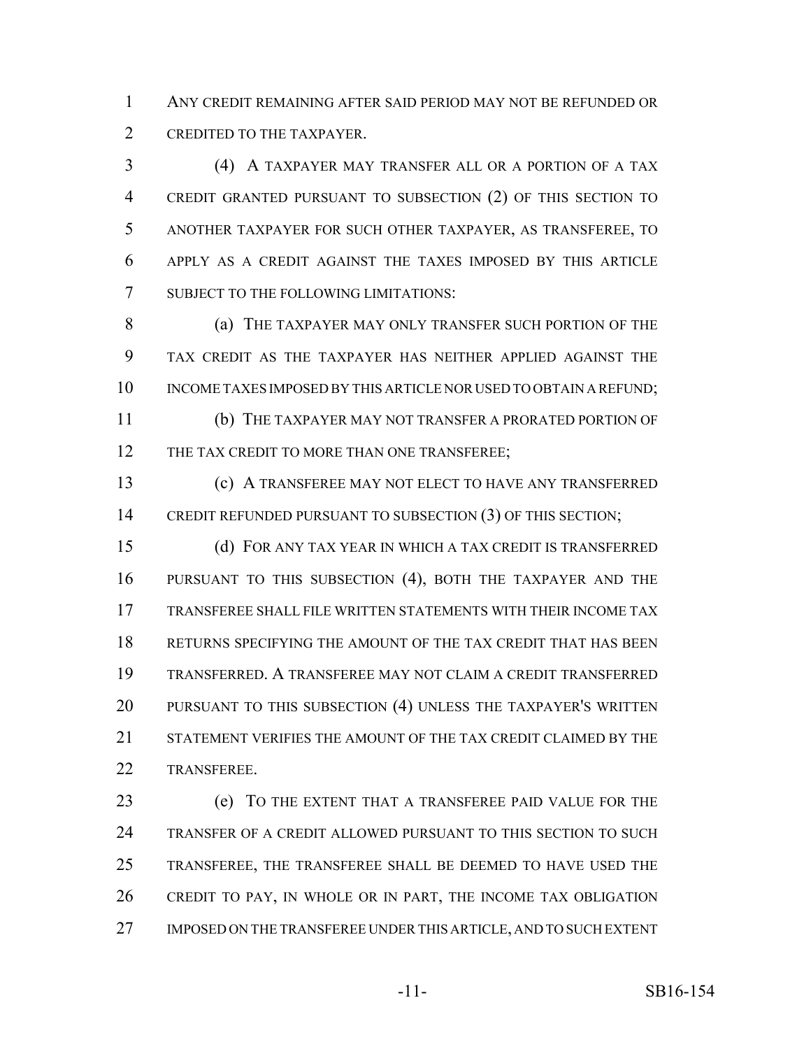ANY CREDIT REMAINING AFTER SAID PERIOD MAY NOT BE REFUNDED OR CREDITED TO THE TAXPAYER.

(4) A TAXPAYER MAY TRANSFER ALL OR A PORTION OF A TAX CREDIT GRANTED PURSUANT TO SUBSECTION (2) OF THIS SECTION TO ANOTHER TAXPAYER FOR SUCH OTHER TAXPAYER, AS TRANSFEREE, TO APPLY AS A CREDIT AGAINST THE TAXES IMPOSED BY THIS ARTICLE SUBJECT TO THE FOLLOWING LIMITATIONS:

(a) THE TAXPAYER MAY ONLY TRANSFER SUCH PORTION OF THE TAX CREDIT AS THE TAXPAYER HAS NEITHER APPLIED AGAINST THE INCOME TAXES IMPOSED BY THIS ARTICLE NOR USED TO OBTAIN A REFUND;

(b) THE TAXPAYER MAY NOT TRANSFER A PRORATED PORTION OF THE TAX CREDIT TO MORE THAN ONE TRANSFEREE;

(c) A TRANSFEREE MAY NOT ELECT TO HAVE ANY TRANSFERRED CREDIT REFUNDED PURSUANT TO SUBSECTION (3) OF THIS SECTION;

(d) FOR ANY TAX YEAR IN WHICH A TAX CREDIT IS TRANSFERRED PURSUANT TO THIS SUBSECTION (4), BOTH THE TAXPAYER AND THE TRANSFEREE SHALL FILE WRITTEN STATEMENTS WITH THEIR INCOME TAX RETURNS SPECIFYING THE AMOUNT OF THE TAX CREDIT THAT HAS BEEN TRANSFERRED. A TRANSFEREE MAY NOT CLAIM A CREDIT TRANSFERRED PURSUANT TO THIS SUBSECTION (4) UNLESS THE TAXPAYER'S WRITTEN STATEMENT VERIFIES THE AMOUNT OF THE TAX CREDIT CLAIMED BY THE TRANSFEREE.

(e) TO THE EXTENT THAT A TRANSFEREE PAID VALUE FOR THE TRANSFER OF A CREDIT ALLOWED PURSUANT TO THIS SECTION TO SUCH TRANSFEREE, THE TRANSFEREE SHALL BE DEEMED TO HAVE USED THE CREDIT TO PAY, IN WHOLE OR IN PART, THE INCOME TAX OBLIGATION IMPOSED ON THE TRANSFEREE UNDER THIS ARTICLE, AND TO SUCH EXTENT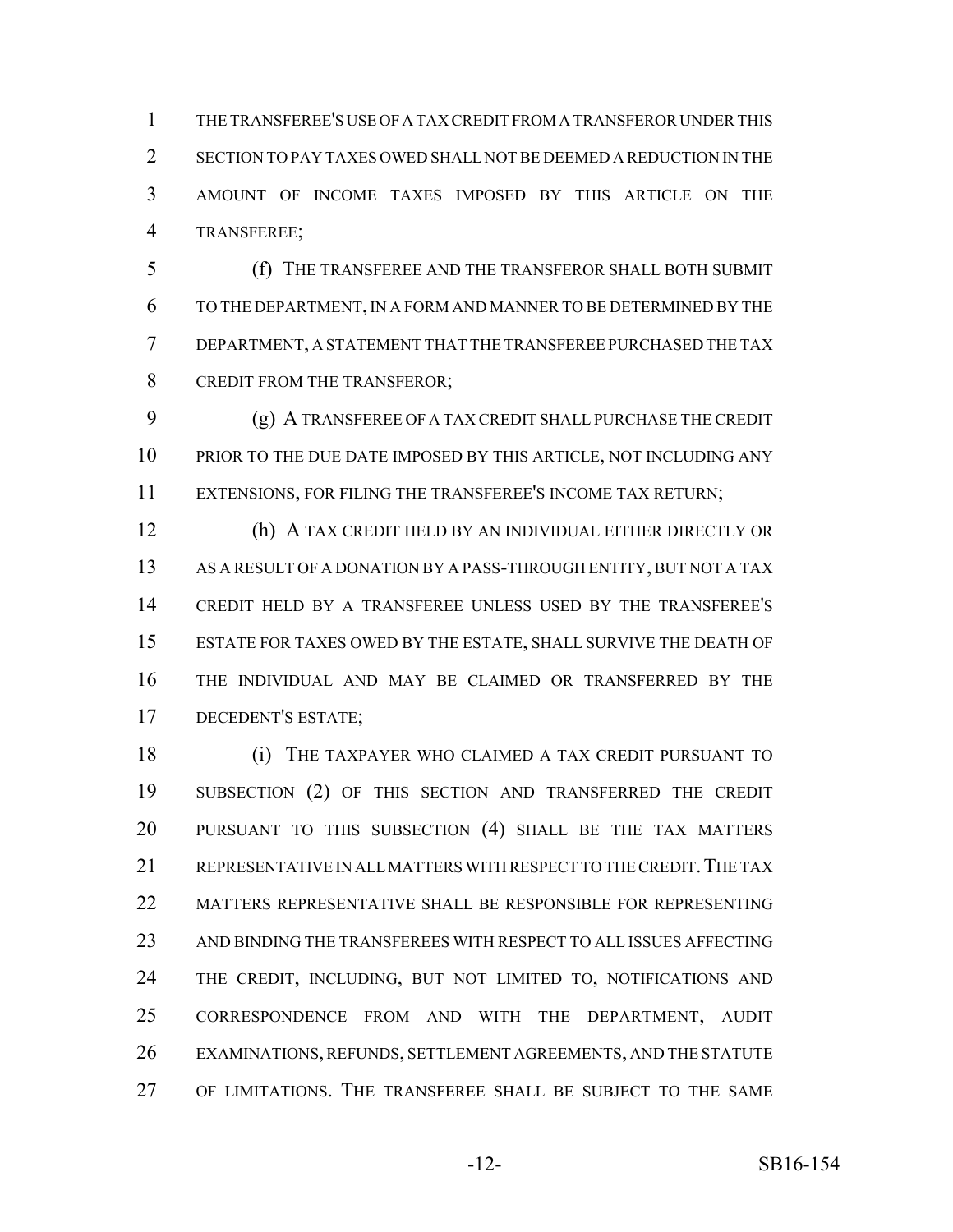THE TRANSFEREE'S USE OF A TAX CREDIT FROM A TRANSFEROR UNDER THIS SECTION TO PAY TAXES OWED SHALL NOT BE DEEMED A REDUCTION IN THE AMOUNT OF INCOME TAXES IMPOSED BY THIS ARTICLE ON THE TRANSFEREE;

(f) THE TRANSFEREE AND THE TRANSFEROR SHALL BOTH SUBMIT TO THE DEPARTMENT, IN A FORM AND MANNER TO BE DETERMINED BY THE DEPARTMENT, A STATEMENT THAT THE TRANSFEREE PURCHASED THE TAX CREDIT FROM THE TRANSFEROR;

(g) A TRANSFEREE OF A TAX CREDIT SHALL PURCHASE THE CREDIT PRIOR TO THE DUE DATE IMPOSED BY THIS ARTICLE, NOT INCLUDING ANY EXTENSIONS, FOR FILING THE TRANSFEREE'S INCOME TAX RETURN;

(h) A TAX CREDIT HELD BY AN INDIVIDUAL EITHER DIRECTLY OR AS A RESULT OF A DONATION BY A PASS-THROUGH ENTITY, BUT NOT A TAX CREDIT HELD BY A TRANSFEREE UNLESS USED BY THE TRANSFEREE'S ESTATE FOR TAXES OWED BY THE ESTATE, SHALL SURVIVE THE DEATH OF THE INDIVIDUAL AND MAY BE CLAIMED OR TRANSFERRED BY THE DECEDENT'S ESTATE;

(i) THE TAXPAYER WHO CLAIMED A TAX CREDIT PURSUANT TO SUBSECTION (2) OF THIS SECTION AND TRANSFERRED THE CREDIT PURSUANT TO THIS SUBSECTION (4) SHALL BE THE TAX MATTERS REPRESENTATIVE IN ALL MATTERS WITH RESPECT TO THE CREDIT. THE TAX MATTERS REPRESENTATIVE SHALL BE RESPONSIBLE FOR REPRESENTING AND BINDING THE TRANSFEREES WITH RESPECT TO ALL ISSUES AFFECTING THE CREDIT, INCLUDING, BUT NOT LIMITED TO, NOTIFICATIONS AND CORRESPONDENCE FROM AND WITH THE DEPARTMENT, AUDIT EXAMINATIONS, REFUNDS, SETTLEMENT AGREEMENTS, AND THE STATUTE OF LIMITATIONS. THE TRANSFEREE SHALL BE SUBJECT TO THE SAME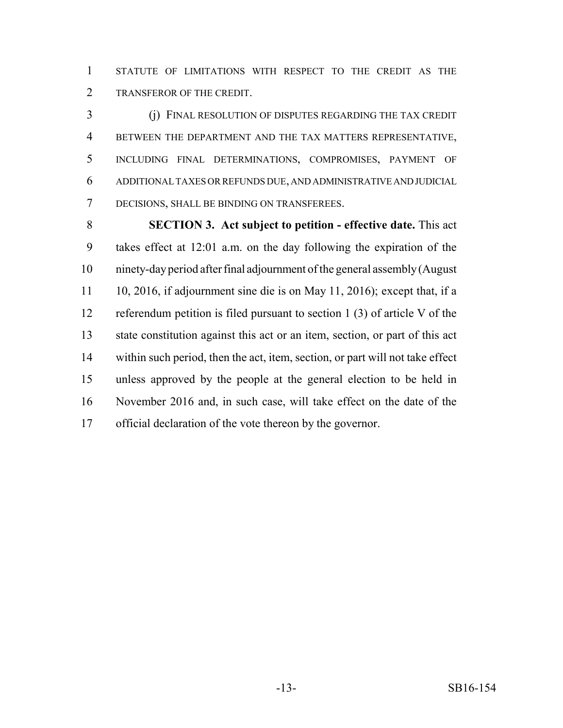STATUTE OF LIMITATIONS WITH RESPECT TO THE CREDIT AS THE TRANSFEROR OF THE CREDIT.

(j) FINAL RESOLUTION OF DISPUTES REGARDING THE TAX CREDIT BETWEEN THE DEPARTMENT AND THE TAX MATTERS REPRESENTATIVE, INCLUDING FINAL DETERMINATIONS, COMPROMISES, PAYMENT OF ADDITIONAL TAXES OR REFUNDS DUE, AND ADMINISTRATIVE AND JUDICIAL DECISIONS, SHALL BE BINDING ON TRANSFEREES.

**SECTION 3. Act subject to petition - effective date.** This act takes effect at 12:01 a.m. on the day following the expiration of the ninety-day period after final adjournment of the general assembly (August 10, 2016, if adjournment sine die is on May 11, 2016); except that, if a referendum petition is filed pursuant to section 1 (3) of article V of the state constitution against this act or an item, section, or part of this act within such period, then the act, item, section, or part will not take effect unless approved by the people at the general election to be held in November 2016 and, in such case, will take effect on the date of the official declaration of the vote thereon by the governor.